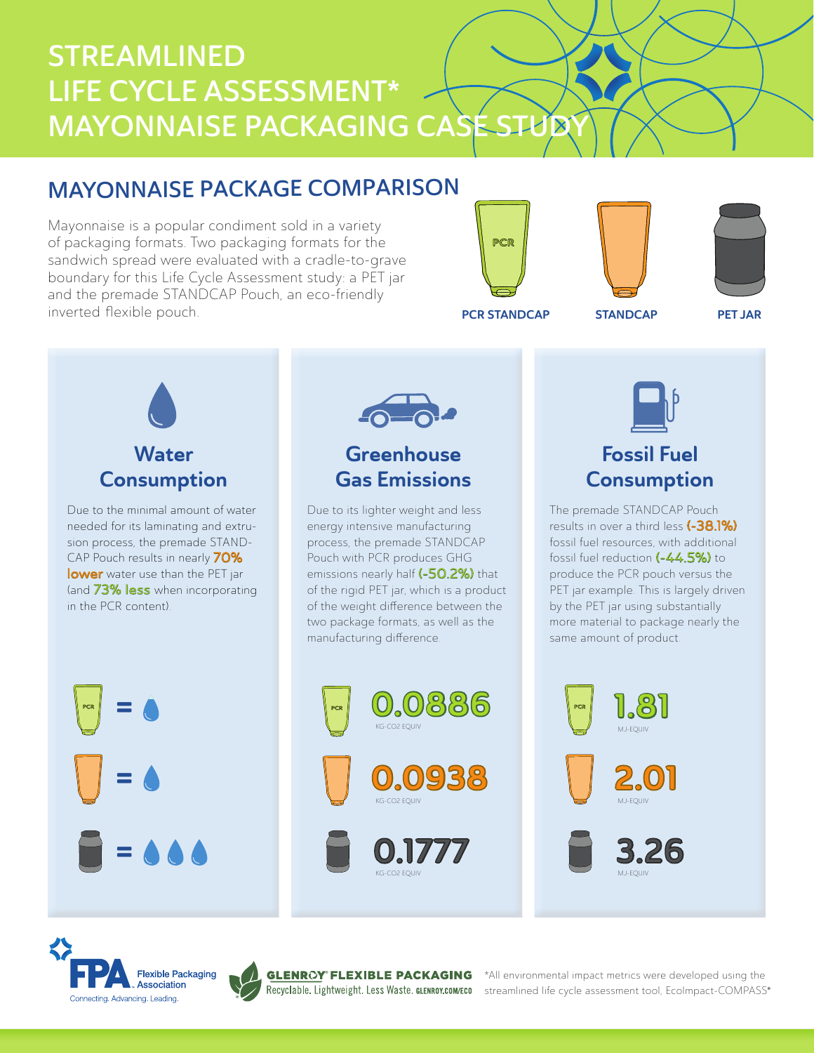# STREAMLINED LIFE CYCLE ASSESSMENT* MAYONNAISE PACKAGING CASE STUDY

## MAYONNAISE PACKAGE COMPARISON

Mayonnaise is a popular condiment sold in a variety of packaging formats. Two packaging formats for the sandwich spread were evaluated with a cradle-to-grave boundary for this Life Cycle Assessment study: a PET jar and the premade STANDCAP Pouch, an eco-friendly inverted flexible pouch.

PCR STANDCAP | STANDCAP | PET JAR

### Water Consumption

Due to the minimal amount of water needed for its laminating and extrusion process, the premade STANDCAP Pouch results in nearly **70% lower** water use than the PET jar (and **73% less** when incorporating in the PCR content).

- PCR STANDCAP = 1 drop
- STANDCAP = 1 drop
- PET JAR = 3 drops

### Greenhouse Gas Emissions

Due to its lighter weight and less energy intensive manufacturing process, the premade STANDCAP Pouch with PCR produces GHG emissions nearly half **(-50.2%)** that of the rigid PET jar, which is a product of the weight difference between the two package formats, as well as the manufacturing difference.

| Package | GHG Emissions |
| --- | --- |
| PCR STANDCAP | 0.0886 KG-CO2 EQUIV |
| STANDCAP | 0.0938 KG-CO2 EQUIV |
| PET JAR | 0.1777 KG-CO2 EQUIV |

### Fossil Fuel Consumption

The premade STANDCAP Pouch results in over a third less **(-38.1%)** fossil fuel resources, with additional fossil fuel reduction **(-44.5%)** to produce the PCR pouch versus the PET jar example. This is largely driven by the PET jar using substantially more material to package nearly the same amount of product.

| Package | Fossil Fuel Consumption |
| --- | --- |
| PCR STANDCAP | 1.81 MJ-EQUIV |
| STANDCAP | 2.01 MJ-EQUIV |
| PET JAR | 3.26 MJ-EQUIV |

FPA Flexible Packaging Association – Connecting. Advancing. Leading.

GLENROY® FLEXIBLE PACKAGING – Recyclable. Lightweight. Less Waste. GLENROY.COM/ECO

*All environmental impact metrics were developed using the streamlined life cycle assessment tool, EcoImpact-COMPASS®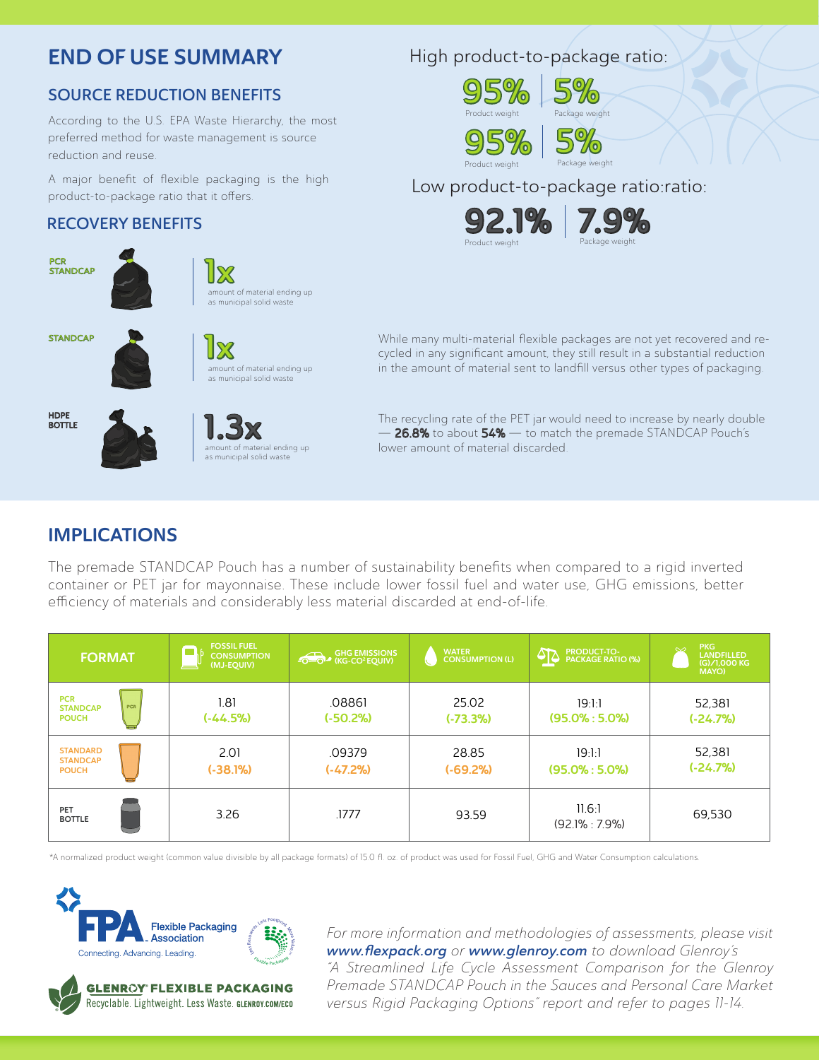# END OF USE SUMMARY

## SOURCE REDUCTION BENEFITS

According to the U.S. EPA Waste Hierarchy, the most preferred method for waste management is source reduction and reuse.

A major benefit of flexible packaging is the high product-to-package ratio that it offers.

High product-to-package ratio:

95% Product weight | 5% Package weight

95% Product weight | 5% Package weight

Low product-to-package ratio:ratio:

92.1% Product weight | 7.9% Package weight

## RECOVERY BENEFITS

PCR STANDCAP — 1x amount of material ending up as municipal solid waste

STANDCAP — 1x amount of material ending up as municipal solid waste

HDPE BOTTLE — 1.3x amount of material ending up as municipal solid waste

While many multi-material flexible packages are not yet recovered and re-cycled in any significant amount, they still result in a substantial reduction in the amount of material sent to landfill versus other types of packaging.

The recycling rate of the PET jar would need to increase by nearly double — **26.8%** to about **54%** — to match the premade STANDCAP Pouch's lower amount of material discarded.

## IMPLICATIONS

The premade STANDCAP Pouch has a number of sustainability benefits when compared to a rigid inverted container or PET jar for mayonnaise. These include lower fossil fuel and water use, GHG emissions, better efficiency of materials and considerably less material discarded at end-of-life.

| FORMAT | FOSSIL FUEL CONSUMPTION (MJ-EQUIV) | GHG EMISSIONS (KG-$CO^2$ EQUIV) | WATER CONSUMPTION (L) | PRODUCT-TO-PACKAGE RATIO (%) | PKG LANDFILLED (G)/1,000 KG MAYO) |
|---|---|---|---|---|---|
| PCR STANDCAP POUCH | 1.81 (-44.5%) | .08861 (-50.2%) | 25.02 (-73.3%) | 19:1:1 (95.0% : 5.0%) | 52,381 (-24.7%) |
| STANDARD STANDCAP POUCH | 2.01 (-38.1%) | .09379 (-47.2%) | 28.85 (-69.2%) | 19:1:1 (95.0% : 5.0%) | 52,381 (-24.7%) |
| PET BOTTLE | 3.26 | .1777 | 93.59 | 11.6:1 (92.1% : 7.9%) | 69,530 |

*A normalized product weight (common value divisible by all package formats) of 15.0 fl. oz. of product was used for Fossil Fuel, GHG and Water Consumption calculations.

FPA Flexible Packaging Association — Connecting. Advancing. Leading.

GLENROY® FLEXIBLE PACKAGING — Recyclable. Lightweight. Less Waste. GLENROY.COM/ECO

*For more information and methodologies of assessments, please visit* ***www.flexpack.org*** *or* ***www.glenroy.com*** *to download Glenroy's "A Streamlined Life Cycle Assessment Comparison for the Glenroy Premade STANDCAP Pouch in the Sauces and Personal Care Market versus Rigid Packaging Options" report and refer to pages 11-14.*